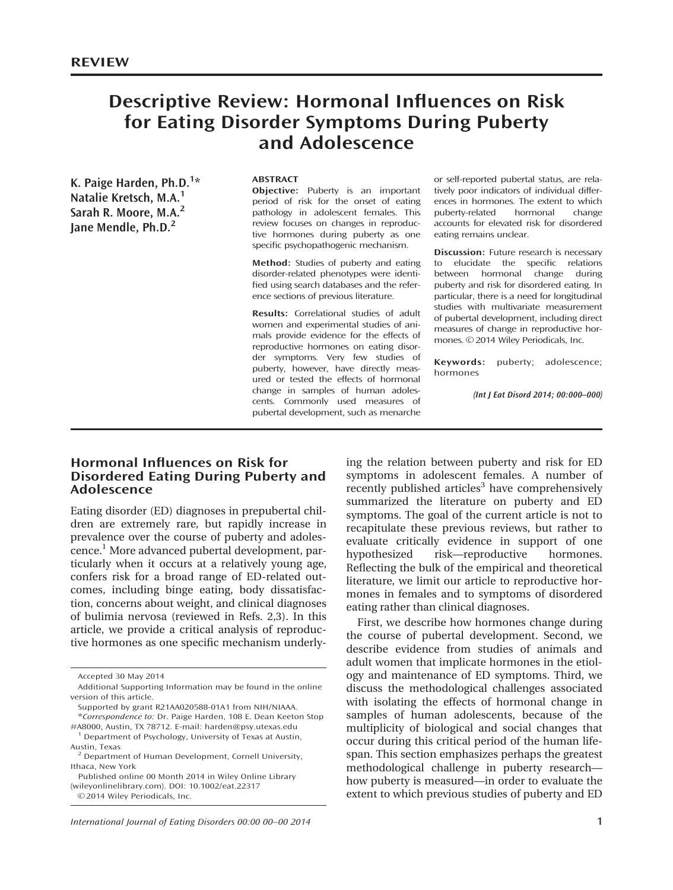REVIEW

# Descriptive Review: Hormonal Influences on Risk for Eating Disorder Symptoms During Puberty and Adolescence

**K. Paige Harden, Ph.D.[1]*
Natalie Kretsch, M.A.[1]
Sarah R. Moore, M.A.[2]
Jane Mendle, Ph.D.[2]**

**ABSTRACT**

**Objective:** Puberty is an important period of risk for the onset of eating pathology in adolescent females. This review focuses on changes in reproductive hormones during puberty as one specific psychopathogenic mechanism.

**Method:** Studies of puberty and eating disorder-related phenotypes were identified using search databases and the reference sections of previous literature.

**Results:** Correlational studies of adult women and experimental studies of animals provide evidence for the effects of reproductive hormones on eating disorder symptoms. Very few studies of puberty, however, have directly measured or tested the effects of hormonal change in samples of human adolescents. Commonly used measures of pubertal development, such as menarche or self-reported pubertal status, are relatively poor indicators of individual differences in hormones. The extent to which puberty-related hormonal change accounts for elevated risk for disordered eating remains unclear.

**Discussion:** Future research is necessary to elucidate the specific relations between hormonal change during puberty and risk for disordered eating. In particular, there is a need for longitudinal studies with multivariate measurement of pubertal development, including direct measures of change in reproductive hormones. © 2014 Wiley Periodicals, Inc.

**Keywords:** puberty; adolescence; hormones

*(Int J Eat Disord 2014; 00:000–000)*

## Hormonal Influences on Risk for Disordered Eating During Puberty and Adolescence

Eating disorder (ED) diagnoses in prepubertal children are extremely rare, but rapidly increase in prevalence over the course of puberty and adolescence.[1] More advanced pubertal development, particularly when it occurs at a relatively young age, confers risk for a broad range of ED-related outcomes, including binge eating, body dissatisfaction, concerns about weight, and clinical diagnoses of bulimia nervosa (reviewed in Refs. 2,3). In this article, we provide a critical analysis of reproductive hormones as one specific mechanism underlying the relation between puberty and risk for ED symptoms in adolescent females. A number of recently published articles[3] have comprehensively summarized the literature on puberty and ED symptoms. The goal of the current article is not to recapitulate these previous reviews, but rather to evaluate critically evidence in support of one hypothesized risk—reproductive hormones. Reflecting the bulk of the empirical and theoretical literature, we limit our article to reproductive hormones in females and to symptoms of disordered eating rather than clinical diagnoses.

First, we describe how hormones change during the course of pubertal development. Second, we describe evidence from studies of animals and adult women that implicate hormones in the etiology and maintenance of ED symptoms. Third, we discuss the methodological challenges associated with isolating the effects of hormonal change in samples of human adolescents, because of the multiplicity of biological and social changes that occur during this critical period of the human lifespan. This section emphasizes perhaps the greatest methodological challenge in puberty research—how puberty is measured—in order to evaluate the extent to which previous studies of puberty and ED

---

Accepted 30 May 2014

Additional Supporting Information may be found in the online version of this article.

Supported by grant R21AA020588-01A1 from NIH/NIAAA.

*Correspondence to: Dr. Paige Harden, 108 E. Dean Keeton Stop #A8000, Austin, TX 78712. E-mail: harden@psy.utexas.edu

[1] Department of Psychology, University of Texas at Austin, Austin, Texas

[2] Department of Human Development, Cornell University, Ithaca, New York

Published online 00 Month 2014 in Wiley Online Library (wileyonlinelibrary.com). DOI: 10.1002/eat.22317

© 2014 Wiley Periodicals, Inc.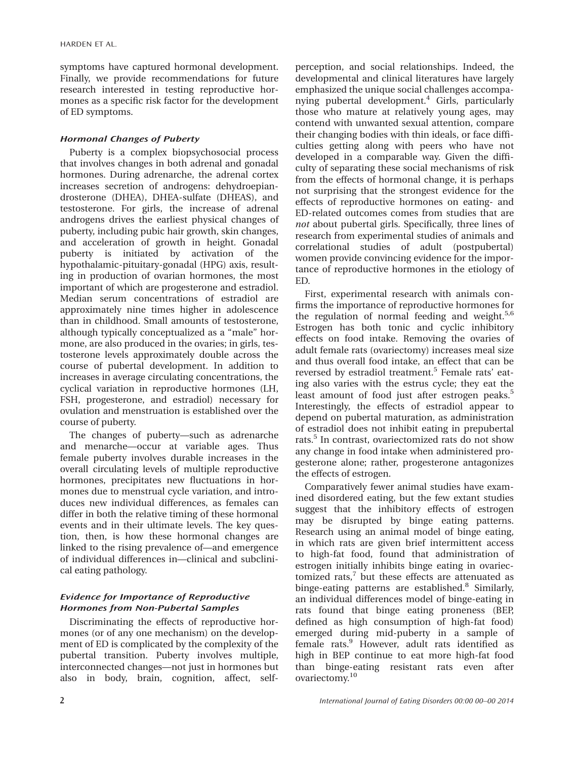symptoms have captured hormonal development. Finally, we provide recommendations for future research interested in testing reproductive hormones as a specific risk factor for the development of ED symptoms.

### *Hormonal Changes of Puberty*

Puberty is a complex biopsychosocial process that involves changes in both adrenal and gonadal hormones. During adrenarche, the adrenal cortex increases secretion of androgens: dehydroepiandrosterone (DHEA), DHEA-sulfate (DHEAS), and testosterone. For girls, the increase of adrenal androgens drives the earliest physical changes of puberty, including pubic hair growth, skin changes, and acceleration of growth in height. Gonadal puberty is initiated by activation of the hypothalamic-pituitary-gonadal (HPG) axis, resulting in production of ovarian hormones, the most important of which are progesterone and estradiol. Median serum concentrations of estradiol are approximately nine times higher in adolescence than in childhood. Small amounts of testosterone, although typically conceptualized as a "male" hormone, are also produced in the ovaries; in girls, testosterone levels approximately double across the course of pubertal development. In addition to increases in average circulating concentrations, the cyclical variation in reproductive hormones (LH, FSH, progesterone, and estradiol) necessary for ovulation and menstruation is established over the course of puberty.

The changes of puberty—such as adrenarche and menarche—occur at variable ages. Thus female puberty involves durable increases in the overall circulating levels of multiple reproductive hormones, precipitates new fluctuations in hormones due to menstrual cycle variation, and introduces new individual differences, as females can differ in both the relative timing of these hormonal events and in their ultimate levels. The key question, then, is how these hormonal changes are linked to the rising prevalence of—and emergence of individual differences in—clinical and subclinical eating pathology.

### *Evidence for Importance of Reproductive Hormones from Non-Pubertal Samples*

Discriminating the effects of reproductive hormones (or of any one mechanism) on the development of ED is complicated by the complexity of the pubertal transition. Puberty involves multiple, interconnected changes—not just in hormones but also in body, brain, cognition, affect, self-perception, and social relationships. Indeed, the developmental and clinical literatures have largely emphasized the unique social challenges accompanying pubertal development.[4] Girls, particularly those who mature at relatively young ages, may contend with unwanted sexual attention, compare their changing bodies with thin ideals, or face difficulties getting along with peers who have not developed in a comparable way. Given the difficulty of separating these social mechanisms of risk from the effects of hormonal change, it is perhaps not surprising that the strongest evidence for the effects of reproductive hormones on eating- and ED-related outcomes comes from studies that are *not* about pubertal girls. Specifically, three lines of research from experimental studies of animals and correlational studies of adult (postpubertal) women provide convincing evidence for the importance of reproductive hormones in the etiology of ED.

First, experimental research with animals confirms the importance of reproductive hormones for the regulation of normal feeding and weight.[5,6] Estrogen has both tonic and cyclic inhibitory effects on food intake. Removing the ovaries of adult female rats (ovariectomy) increases meal size and thus overall food intake, an effect that can be reversed by estradiol treatment.[5] Female rats' eating also varies with the estrus cycle; they eat the least amount of food just after estrogen peaks.[5] Interestingly, the effects of estradiol appear to depend on pubertal maturation, as administration of estradiol does not inhibit eating in prepubertal rats.[5] In contrast, ovariectomized rats do not show any change in food intake when administered progesterone alone; rather, progesterone antagonizes the effects of estrogen.

Comparatively fewer animal studies have examined disordered eating, but the few extant studies suggest that the inhibitory effects of estrogen may be disrupted by binge eating patterns. Research using an animal model of binge eating, in which rats are given brief intermittent access to high-fat food, found that administration of estrogen initially inhibits binge eating in ovariectomized rats,[7] but these effects are attenuated as binge-eating patterns are established.[8] Similarly, an individual differences model of binge-eating in rats found that binge eating proneness (BEP, defined as high consumption of high-fat food) emerged during mid-puberty in a sample of female rats.[9] However, adult rats identified as high in BEP continue to eat more high-fat food than binge-eating resistant rats even after ovariectomy.[10]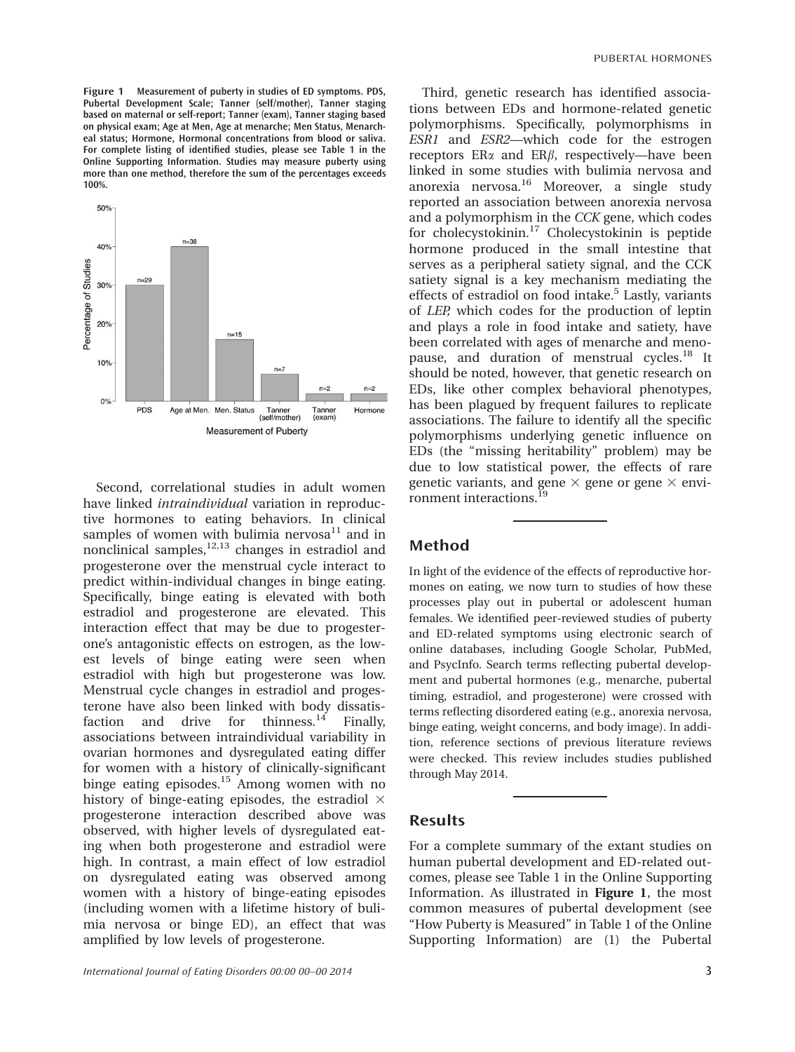**Figure 1** Measurement of puberty in studies of ED symptoms. PDS, Pubertal Development Scale; Tanner (self/mother), Tanner staging based on maternal or self-report; Tanner (exam), Tanner staging based on physical exam; Age at Men, Age at menarche; Men Status, Menarcheal status; Hormone, Hormonal concentrations from blood or saliva. For complete listing of identified studies, please see Table 1 in the Online Supporting Information. Studies may measure puberty using more than one method, therefore the sum of the percentages exceeds 100%.

Second, correlational studies in adult women have linked *intraindividual* variation in reproductive hormones to eating behaviors. In clinical samples of women with bulimia nervosa[11] and in nonclinical samples,[12,13] changes in estradiol and progesterone over the menstrual cycle interact to predict within-individual changes in binge eating. Specifically, binge eating is elevated with both estradiol and progesterone are elevated. This interaction effect that may be due to progesterone's antagonistic effects on estrogen, as the lowest levels of binge eating were seen when estradiol with high but progesterone was low. Menstrual cycle changes in estradiol and progesterone have also been linked with body dissatisfaction and drive for thinness.[14] Finally, associations between intraindividual variability in ovarian hormones and dysregulated eating differ for women with a history of clinically-significant binge eating episodes.[15] Among women with no history of binge-eating episodes, the estradiol × progesterone interaction described above was observed, with higher levels of dysregulated eating when both progesterone and estradiol were high. In contrast, a main effect of low estradiol on dysregulated eating was observed among women with a history of binge-eating episodes (including women with a lifetime history of bulimia nervosa or binge ED), an effect that was amplified by low levels of progesterone.

Third, genetic research has identified associations between EDs and hormone-related genetic polymorphisms. Specifically, polymorphisms in *ESR1* and *ESR2*—which code for the estrogen receptors ER$\alpha$ and ER$\beta$, respectively—have been linked in some studies with bulimia nervosa and anorexia nervosa.[16] Moreover, a single study reported an association between anorexia nervosa and a polymorphism in the *CCK* gene, which codes for cholecystokinin.[17] Cholecystokinin is peptide hormone produced in the small intestine that serves as a peripheral satiety signal, and the CCK satiety signal is a key mechanism mediating the effects of estradiol on food intake.[5] Lastly, variants of *LEP*, which codes for the production of leptin and plays a role in food intake and satiety, have been correlated with ages of menarche and menopause, and duration of menstrual cycles.[18] It should be noted, however, that genetic research on EDs, like other complex behavioral phenotypes, has been plagued by frequent failures to replicate associations. The failure to identify all the specific polymorphisms underlying genetic influence on EDs (the "missing heritability" problem) may be due to low statistical power, the effects of rare genetic variants, and gene × gene or gene × environment interactions.[19]

## Method

In light of the evidence of the effects of reproductive hormones on eating, we now turn to studies of how these processes play out in pubertal or adolescent human females. We identified peer-reviewed studies of puberty and ED-related symptoms using electronic search of online databases, including Google Scholar, PubMed, and PsycInfo. Search terms reflecting pubertal development and pubertal hormones (e.g., menarche, pubertal timing, estradiol, and progesterone) were crossed with terms reflecting disordered eating (e.g., anorexia nervosa, binge eating, weight concerns, and body image). In addition, reference sections of previous literature reviews were checked. This review includes studies published through May 2014.

## Results

For a complete summary of the extant studies on human pubertal development and ED-related outcomes, please see Table 1 in the Online Supporting Information. As illustrated in **Figure 1**, the most common measures of pubertal development (see "How Puberty is Measured" in Table 1 of the Online Supporting Information) are (1) the Pubertal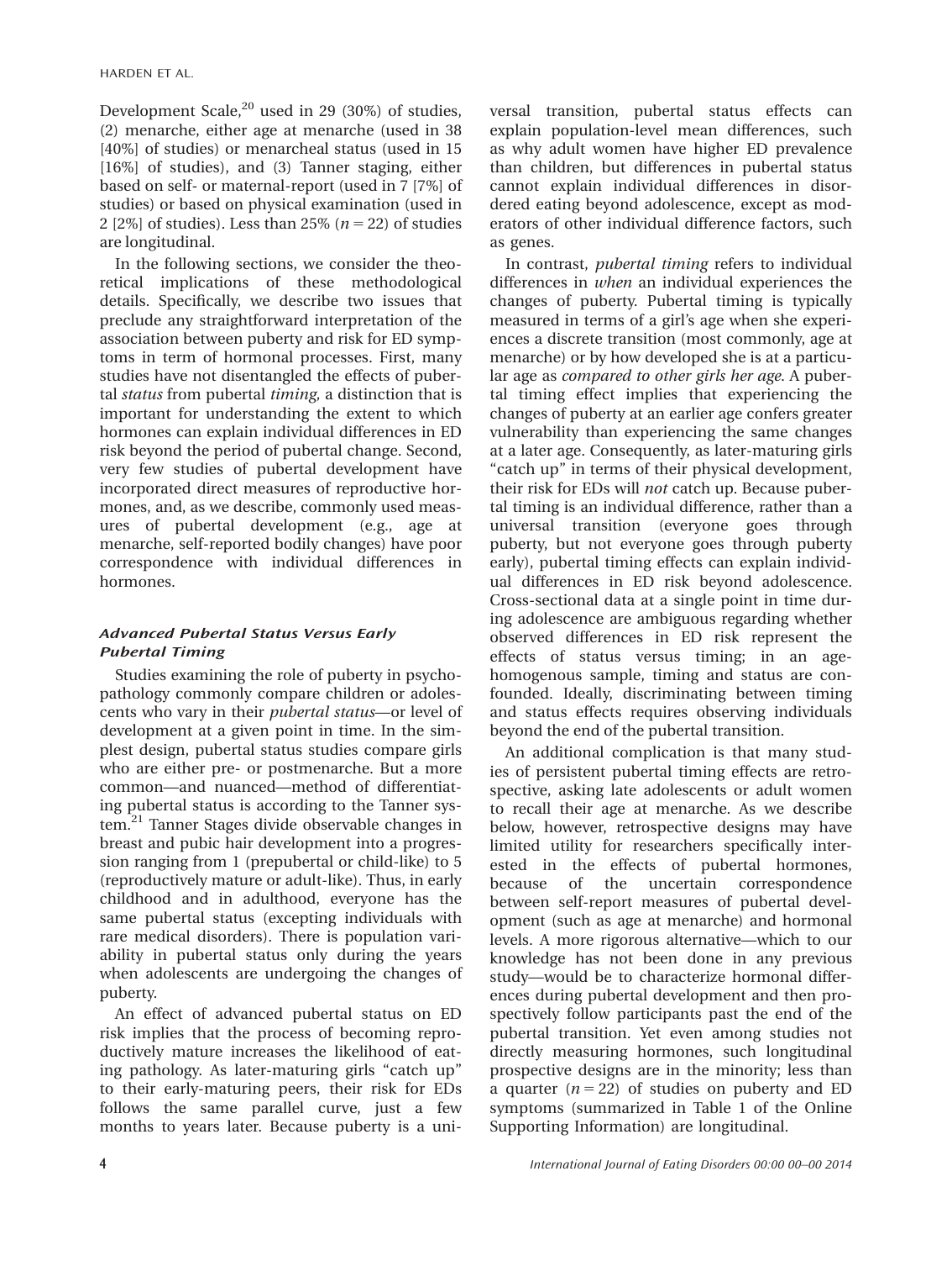Development Scale,[20] used in 29 (30%) of studies, (2) menarche, either age at menarche (used in 38 [40%] of studies) or menarcheal status (used in 15 [16%] of studies), and (3) Tanner staging, either based on self- or maternal-report (used in 7 [7%] of studies) or based on physical examination (used in 2 [2%] of studies). Less than 25% ($n = 22$) of studies are longitudinal.

In the following sections, we consider the theoretical implications of these methodological details. Specifically, we describe two issues that preclude any straightforward interpretation of the association between puberty and risk for ED symptoms in term of hormonal processes. First, many studies have not disentangled the effects of pubertal *status* from pubertal *timing,* a distinction that is important for understanding the extent to which hormones can explain individual differences in ED risk beyond the period of pubertal change. Second, very few studies of pubertal development have incorporated direct measures of reproductive hormones, and, as we describe, commonly used measures of pubertal development (e.g., age at menarche, self-reported bodily changes) have poor correspondence with individual differences in hormones.

### Advanced Pubertal Status Versus Early Pubertal Timing

Studies examining the role of puberty in psychopathology commonly compare children or adolescents who vary in their *pubertal status*—or level of development at a given point in time. In the simplest design, pubertal status studies compare girls who are either pre- or postmenarche. But a more common—and nuanced—method of differentiating pubertal status is according to the Tanner system.[21] Tanner Stages divide observable changes in breast and pubic hair development into a progression ranging from 1 (prepubertal or child-like) to 5 (reproductively mature or adult-like). Thus, in early childhood and in adulthood, everyone has the same pubertal status (excepting individuals with rare medical disorders). There is population variability in pubertal status only during the years when adolescents are undergoing the changes of puberty.

An effect of advanced pubertal status on ED risk implies that the process of becoming reproductively mature increases the likelihood of eating pathology. As later-maturing girls "catch up" to their early-maturing peers, their risk for EDs follows the same parallel curve, just a few months to years later. Because puberty is a universal transition, pubertal status effects can explain population-level mean differences, such as why adult women have higher ED prevalence than children, but differences in pubertal status cannot explain individual differences in disordered eating beyond adolescence, except as moderators of other individual difference factors, such as genes.

In contrast, *pubertal timing* refers to individual differences in *when* an individual experiences the changes of puberty. Pubertal timing is typically measured in terms of a girl's age when she experiences a discrete transition (most commonly, age at menarche) or by how developed she is at a particular age as *compared to other girls her age*. A pubertal timing effect implies that experiencing the changes of puberty at an earlier age confers greater vulnerability than experiencing the same changes at a later age. Consequently, as later-maturing girls "catch up" in terms of their physical development, their risk for EDs will *not* catch up. Because pubertal timing is an individual difference, rather than a universal transition (everyone goes through puberty, but not everyone goes through puberty early), pubertal timing effects can explain individual differences in ED risk beyond adolescence. Cross-sectional data at a single point in time during adolescence are ambiguous regarding whether observed differences in ED risk represent the effects of status versus timing; in an age-homogenous sample, timing and status are confounded. Ideally, discriminating between timing and status effects requires observing individuals beyond the end of the pubertal transition.

An additional complication is that many studies of persistent pubertal timing effects are retrospective, asking late adolescents or adult women to recall their age at menarche. As we describe below, however, retrospective designs may have limited utility for researchers specifically interested in the effects of pubertal hormones, because of the uncertain correspondence between self-report measures of pubertal development (such as age at menarche) and hormonal levels. A more rigorous alternative—which to our knowledge has not been done in any previous study—would be to characterize hormonal differences during pubertal development and then prospectively follow participants past the end of the pubertal transition. Yet even among studies not directly measuring hormones, such longitudinal prospective designs are in the minority; less than a quarter ($n = 22$) of studies on puberty and ED symptoms (summarized in Table 1 of the Online Supporting Information) are longitudinal.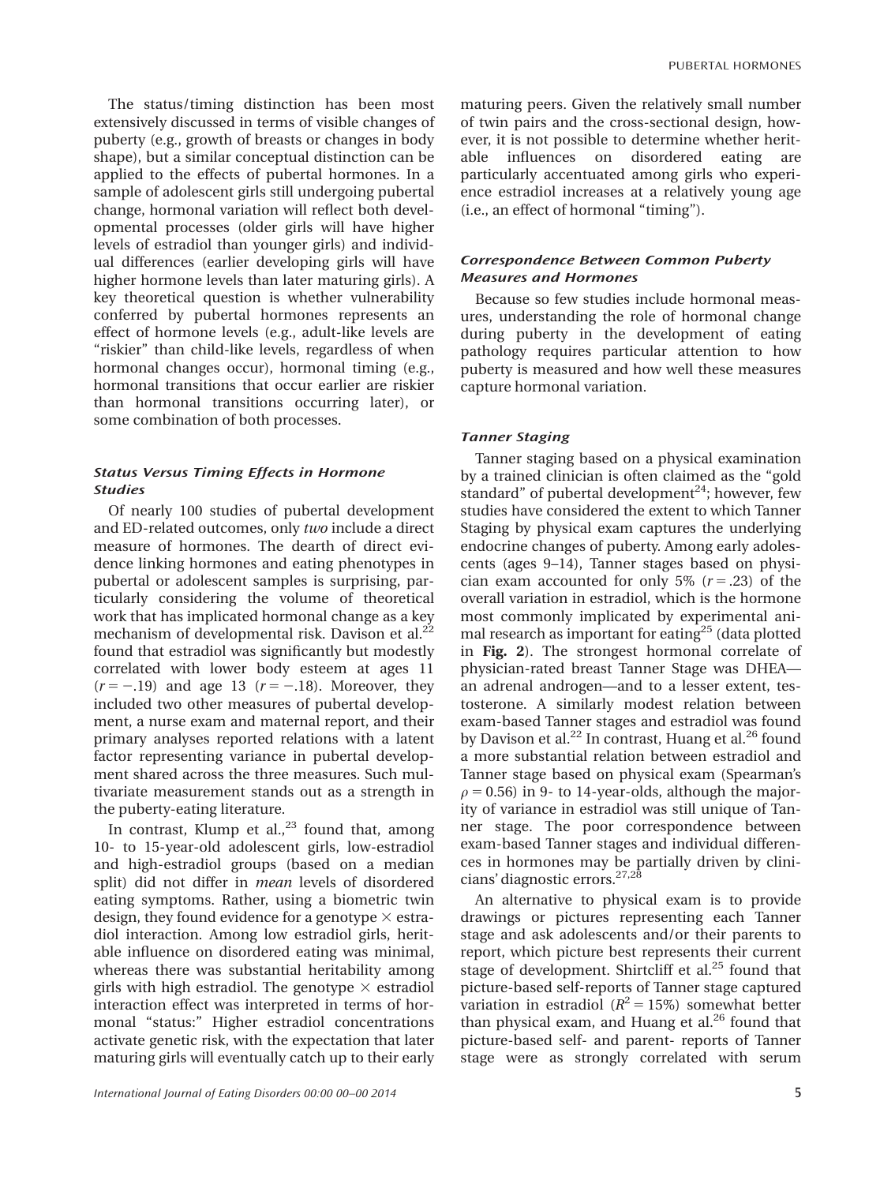The status/timing distinction has been most extensively discussed in terms of visible changes of puberty (e.g., growth of breasts or changes in body shape), but a similar conceptual distinction can be applied to the effects of pubertal hormones. In a sample of adolescent girls still undergoing pubertal change, hormonal variation will reflect both developmental processes (older girls will have higher levels of estradiol than younger girls) and individual differences (earlier developing girls will have higher hormone levels than later maturing girls). A key theoretical question is whether vulnerability conferred by pubertal hormones represents an effect of hormone levels (e.g., adult-like levels are "riskier" than child-like levels, regardless of when hormonal changes occur), hormonal timing (e.g., hormonal transitions that occur earlier are riskier than hormonal transitions occurring later), or some combination of both processes.

### *Status Versus Timing Effects in Hormone Studies*

Of nearly 100 studies of pubertal development and ED-related outcomes, only *two* include a direct measure of hormones. The dearth of direct evidence linking hormones and eating phenotypes in pubertal or adolescent samples is surprising, particularly considering the volume of theoretical work that has implicated hormonal change as a key mechanism of developmental risk. Davison et al.[22] found that estradiol was significantly but modestly correlated with lower body esteem at ages 11 ($r = -.19$) and age 13 ($r = -.18$). Moreover, they included two other measures of pubertal development, a nurse exam and maternal report, and their primary analyses reported relations with a latent factor representing variance in pubertal development shared across the three measures. Such multivariate measurement stands out as a strength in the puberty-eating literature.

In contrast, Klump et al.,[23] found that, among 10- to 15-year-old adolescent girls, low-estradiol and high-estradiol groups (based on a median split) did not differ in *mean* levels of disordered eating symptoms. Rather, using a biometric twin design, they found evidence for a genotype × estradiol interaction. Among low estradiol girls, heritable influence on disordered eating was minimal, whereas there was substantial heritability among girls with high estradiol. The genotype × estradiol interaction effect was interpreted in terms of hormonal "status:" Higher estradiol concentrations activate genetic risk, with the expectation that later maturing girls will eventually catch up to their early maturing peers. Given the relatively small number of twin pairs and the cross-sectional design, however, it is not possible to determine whether heritable influences on disordered eating are particularly accentuated among girls who experience estradiol increases at a relatively young age (i.e., an effect of hormonal "timing").

### *Correspondence Between Common Puberty Measures and Hormones*

Because so few studies include hormonal measures, understanding the role of hormonal change during puberty in the development of eating pathology requires particular attention to how puberty is measured and how well these measures capture hormonal variation.

### *Tanner Staging*

Tanner staging based on a physical examination by a trained clinician is often claimed as the "gold standard" of pubertal development[24]; however, few studies have considered the extent to which Tanner Staging by physical exam captures the underlying endocrine changes of puberty. Among early adolescents (ages 9–14), Tanner stages based on physician exam accounted for only 5% ($r = .23$) of the overall variation in estradiol, which is the hormone most commonly implicated by experimental animal research as important for eating[25] (data plotted in **Fig. 2**). The strongest hormonal correlate of physician-rated breast Tanner Stage was DHEA—an adrenal androgen—and to a lesser extent, testosterone. A similarly modest relation between exam-based Tanner stages and estradiol was found by Davison et al.[22] In contrast, Huang et al.[26] found a more substantial relation between estradiol and Tanner stage based on physical exam (Spearman's $\rho = 0.56$) in 9- to 14-year-olds, although the majority of variance in estradiol was still unique of Tanner stage. The poor correspondence between exam-based Tanner stages and individual differences in hormones may be partially driven by clinicians' diagnostic errors.[27,28]

An alternative to physical exam is to provide drawings or pictures representing each Tanner stage and ask adolescents and/or their parents to report, which picture best represents their current stage of development. Shirtcliff et al.[25] found that picture-based self-reports of Tanner stage captured variation in estradiol ($R^2 = 15\%$) somewhat better than physical exam, and Huang et al.[26] found that picture-based self- and parent- reports of Tanner stage were as strongly correlated with serum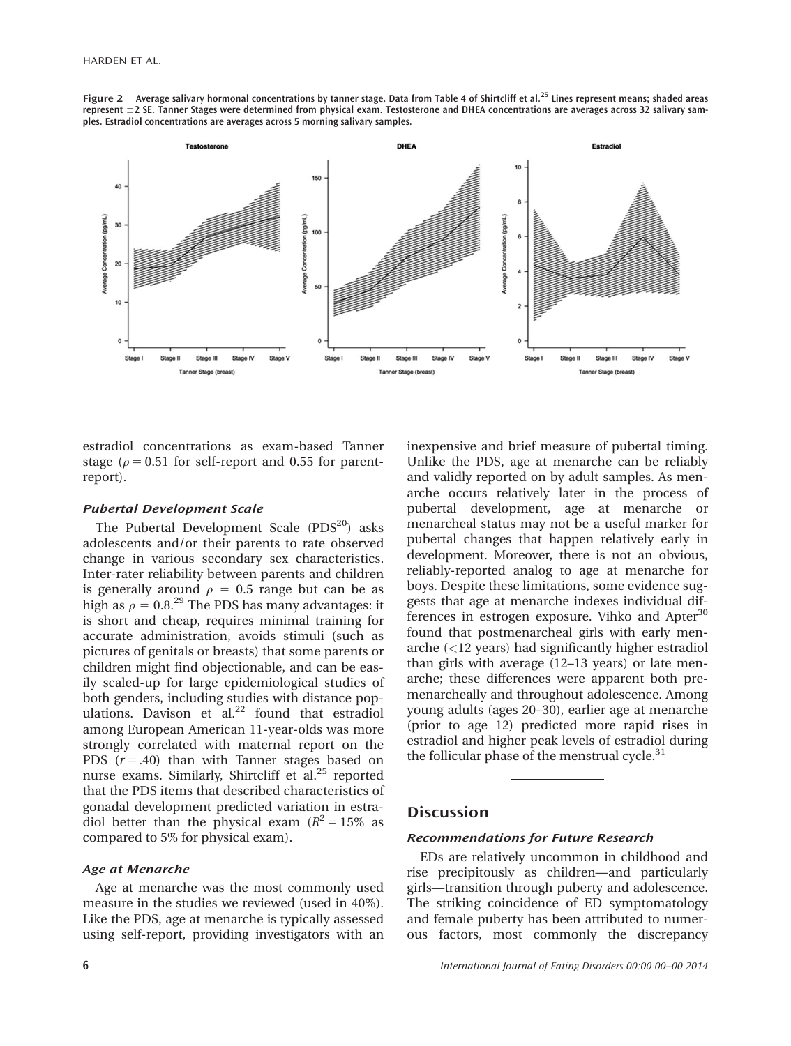**Figure 2** Average salivary hormonal concentrations by tanner stage. Data from Table 4 of Shirtcliff et al.[25] Lines represent means; shaded areas represent ±2 SE. Tanner Stages were determined from physical exam. Testosterone and DHEA concentrations are averages across 32 salivary samples. Estradiol concentrations are averages across 5 morning salivary samples.

estradiol concentrations as exam-based Tanner stage ($\rho = 0.51$ for self-report and 0.55 for parent-report).

#### Pubertal Development Scale

The Pubertal Development Scale (PDS[20]) asks adolescents and/or their parents to rate observed change in various secondary sex characteristics. Inter-rater reliability between parents and children is generally around $\rho = 0.5$ range but can be as high as $\rho = 0.8$.[29] The PDS has many advantages: it is short and cheap, requires minimal training for accurate administration, avoids stimuli (such as pictures of genitals or breasts) that some parents or children might find objectionable, and can be easily scaled-up for large epidemiological studies of both genders, including studies with distance populations. Davison et al.[22] found that estradiol among European American 11-year-olds was more strongly correlated with maternal report on the PDS ($r = .40$) than with Tanner stages based on nurse exams. Similarly, Shirtcliff et al.[25] reported that the PDS items that described characteristics of gonadal development predicted variation in estradiol better than the physical exam ($R^2 = 15\%$ as compared to 5% for physical exam).

#### Age at Menarche

Age at menarche was the most commonly used measure in the studies we reviewed (used in 40%). Like the PDS, age at menarche is typically assessed using self-report, providing investigators with an inexpensive and brief measure of pubertal timing. Unlike the PDS, age at menarche can be reliably and validly reported on by adult samples. As menarche occurs relatively later in the process of pubertal development, age at menarche or menarcheal status may not be a useful marker for pubertal changes that happen relatively early in development. Moreover, there is not an obvious, reliably-reported analog to age at menarche for boys. Despite these limitations, some evidence suggests that age at menarche indexes individual differences in estrogen exposure. Vihko and Apter[30] found that postmenarcheal girls with early menarche (<12 years) had significantly higher estradiol than girls with average (12–13 years) or late menarche; these differences were apparent both premenarcheally and throughout adolescence. Among young adults (ages 20–30), earlier age at menarche (prior to age 12) predicted more rapid rises in estradiol and higher peak levels of estradiol during the follicular phase of the menstrual cycle.[31]

## Discussion

#### Recommendations for Future Research

EDs are relatively uncommon in childhood and rise precipitously as children—and particularly girls—transition through puberty and adolescence. The striking coincidence of ED symptomatology and female puberty has been attributed to numerous factors, most commonly the discrepancy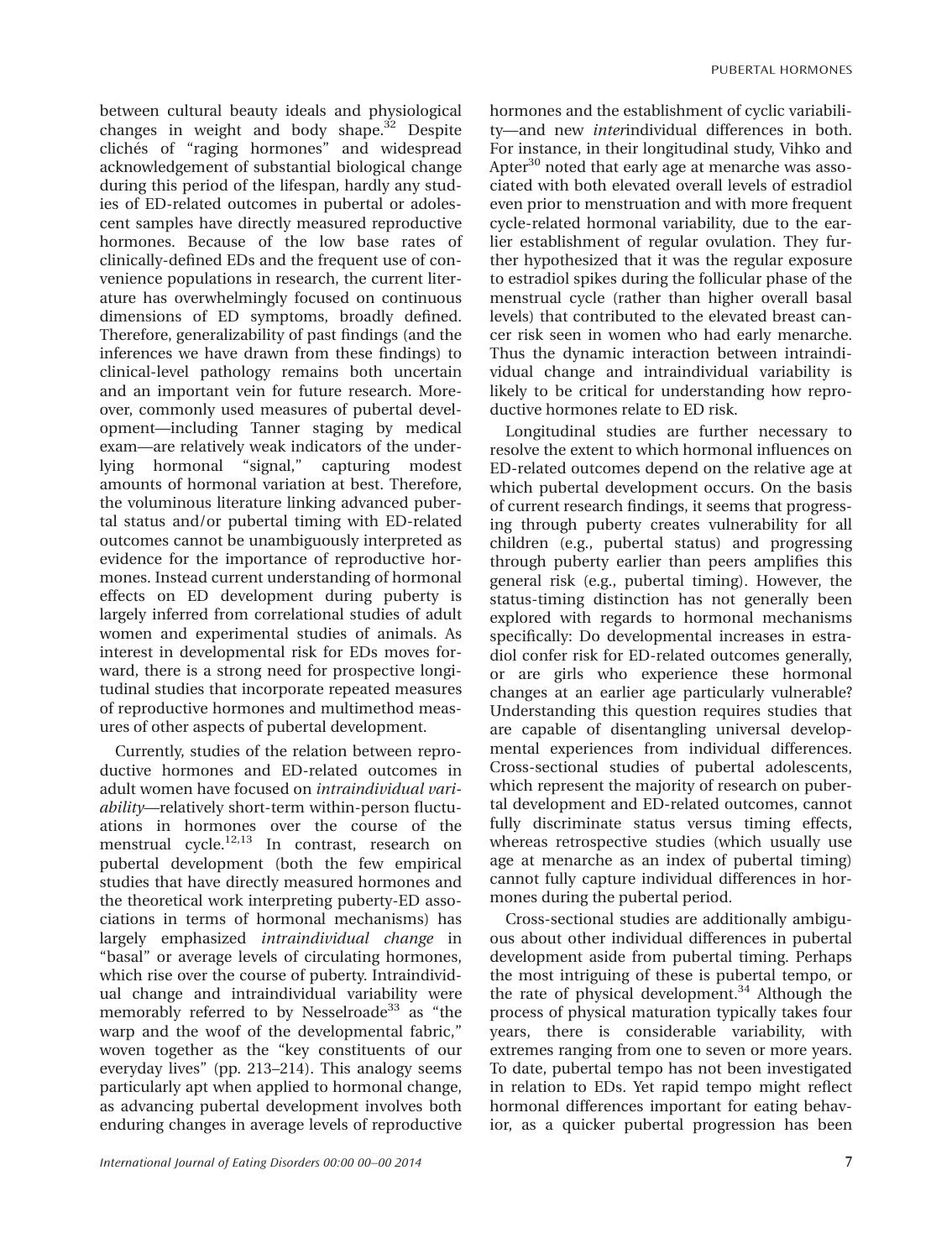between cultural beauty ideals and physiological changes in weight and body shape.[32] Despite clichés of "raging hormones" and widespread acknowledgement of substantial biological change during this period of the lifespan, hardly any studies of ED-related outcomes in pubertal or adolescent samples have directly measured reproductive hormones. Because of the low base rates of clinically-defined EDs and the frequent use of convenience populations in research, the current literature has overwhelmingly focused on continuous dimensions of ED symptoms, broadly defined. Therefore, generalizability of past findings (and the inferences we have drawn from these findings) to clinical-level pathology remains both uncertain and an important vein for future research. Moreover, commonly used measures of pubertal development—including Tanner staging by medical exam—are relatively weak indicators of the underlying hormonal "signal," capturing modest amounts of hormonal variation at best. Therefore, the voluminous literature linking advanced pubertal status and/or pubertal timing with ED-related outcomes cannot be unambiguously interpreted as evidence for the importance of reproductive hormones. Instead current understanding of hormonal effects on ED development during puberty is largely inferred from correlational studies of adult women and experimental studies of animals. As interest in developmental risk for EDs moves forward, there is a strong need for prospective longitudinal studies that incorporate repeated measures of reproductive hormones and multimethod measures of other aspects of pubertal development.

Currently, studies of the relation between reproductive hormones and ED-related outcomes in adult women have focused on *intraindividual variability*—relatively short-term within-person fluctuations in hormones over the course of the menstrual cycle.[12,13] In contrast, research on pubertal development (both the few empirical studies that have directly measured hormones and the theoretical work interpreting puberty-ED associations in terms of hormonal mechanisms) has largely emphasized *intraindividual change* in "basal" or average levels of circulating hormones, which rise over the course of puberty. Intraindividual change and intraindividual variability were memorably referred to by Nesselroade[33] as "the warp and the woof of the developmental fabric," woven together as the "key constituents of our everyday lives" (pp. 213–214). This analogy seems particularly apt when applied to hormonal change, as advancing pubertal development involves both enduring changes in average levels of reproductive hormones and the establishment of cyclic variability—and new *inter*individual differences in both. For instance, in their longitudinal study, Vihko and Apter[30] noted that early age at menarche was associated with both elevated overall levels of estradiol even prior to menstruation and with more frequent cycle-related hormonal variability, due to the earlier establishment of regular ovulation. They further hypothesized that it was the regular exposure to estradiol spikes during the follicular phase of the menstrual cycle (rather than higher overall basal levels) that contributed to the elevated breast cancer risk seen in women who had early menarche. Thus the dynamic interaction between intraindividual change and intraindividual variability is likely to be critical for understanding how reproductive hormones relate to ED risk.

Longitudinal studies are further necessary to resolve the extent to which hormonal influences on ED-related outcomes depend on the relative age at which pubertal development occurs. On the basis of current research findings, it seems that progressing through puberty creates vulnerability for all children (e.g., pubertal status) and progressing through puberty earlier than peers amplifies this general risk (e.g., pubertal timing). However, the status-timing distinction has not generally been explored with regards to hormonal mechanisms specifically: Do developmental increases in estradiol confer risk for ED-related outcomes generally, or are girls who experience these hormonal changes at an earlier age particularly vulnerable? Understanding this question requires studies that are capable of disentangling universal developmental experiences from individual differences. Cross-sectional studies of pubertal adolescents, which represent the majority of research on pubertal development and ED-related outcomes, cannot fully discriminate status versus timing effects, whereas retrospective studies (which usually use age at menarche as an index of pubertal timing) cannot fully capture individual differences in hormones during the pubertal period.

Cross-sectional studies are additionally ambiguous about other individual differences in pubertal development aside from pubertal timing. Perhaps the most intriguing of these is pubertal tempo, or the rate of physical development.[34] Although the process of physical maturation typically takes four years, there is considerable variability, with extremes ranging from one to seven or more years. To date, pubertal tempo has not been investigated in relation to EDs. Yet rapid tempo might reflect hormonal differences important for eating behavior, as a quicker pubertal progression has been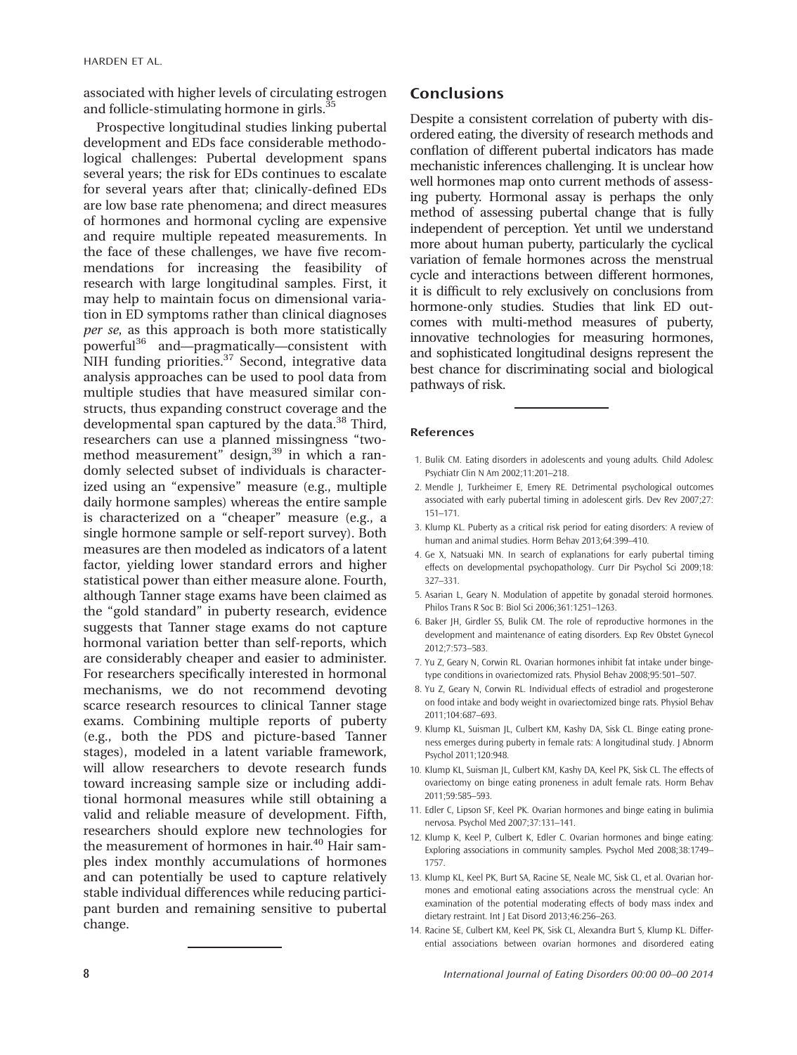associated with higher levels of circulating estrogen and follicle-stimulating hormone in girls.[35]

Prospective longitudinal studies linking pubertal development and EDs face considerable methodological challenges: Pubertal development spans several years; the risk for EDs continues to escalate for several years after that; clinically-defined EDs are low base rate phenomena; and direct measures of hormones and hormonal cycling are expensive and require multiple repeated measurements. In the face of these challenges, we have five recommendations for increasing the feasibility of research with large longitudinal samples. First, it may help to maintain focus on dimensional variation in ED symptoms rather than clinical diagnoses *per se*, as this approach is both more statistically powerful[36] and—pragmatically—consistent with NIH funding priorities.[37] Second, integrative data analysis approaches can be used to pool data from multiple studies that have measured similar constructs, thus expanding construct coverage and the developmental span captured by the data.[38] Third, researchers can use a planned missingness "two-method measurement" design,[39] in which a randomly selected subset of individuals is characterized using an "expensive" measure (e.g., multiple daily hormone samples) whereas the entire sample is characterized on a "cheaper" measure (e.g., a single hormone sample or self-report survey). Both measures are then modeled as indicators of a latent factor, yielding lower standard errors and higher statistical power than either measure alone. Fourth, although Tanner stage exams have been claimed as the "gold standard" in puberty research, evidence suggests that Tanner stage exams do not capture hormonal variation better than self-reports, which are considerably cheaper and easier to administer. For researchers specifically interested in hormonal mechanisms, we do not recommend devoting scarce research resources to clinical Tanner stage exams. Combining multiple reports of puberty (e.g., both the PDS and picture-based Tanner stages), modeled in a latent variable framework, will allow researchers to devote research funds toward increasing sample size or including additional hormonal measures while still obtaining a valid and reliable measure of development. Fifth, researchers should explore new technologies for the measurement of hormones in hair.[40] Hair samples index monthly accumulations of hormones and can potentially be used to capture relatively stable individual differences while reducing participant burden and remaining sensitive to pubertal change.

## Conclusions

Despite a consistent correlation of puberty with disordered eating, the diversity of research methods and conflation of different pubertal indicators has made mechanistic inferences challenging. It is unclear how well hormones map onto current methods of assessing puberty. Hormonal assay is perhaps the only method of assessing pubertal change that is fully independent of perception. Yet until we understand more about human puberty, particularly the cyclical variation of female hormones across the menstrual cycle and interactions between different hormones, it is difficult to rely exclusively on conclusions from hormone-only studies. Studies that link ED outcomes with multi-method measures of puberty, innovative technologies for measuring hormones, and sophisticated longitudinal designs represent the best chance for discriminating social and biological pathways of risk.

### References

1. Bulik CM. Eating disorders in adolescents and young adults. Child Adolesc Psychiatr Clin N Am 2002;11:201–218.
2. Mendle J, Turkheimer E, Emery RE. Detrimental psychological outcomes associated with early pubertal timing in adolescent girls. Dev Rev 2007;27:151–171.
3. Klump KL. Puberty as a critical risk period for eating disorders: A review of human and animal studies. Horm Behav 2013;64:399–410.
4. Ge X, Natsuaki MN. In search of explanations for early pubertal timing effects on developmental psychopathology. Curr Dir Psychol Sci 2009;18:327–331.
5. Asarian L, Geary N. Modulation of appetite by gonadal steroid hormones. Philos Trans R Soc B: Biol Sci 2006;361:1251–1263.
6. Baker JH, Girdler SS, Bulik CM. The role of reproductive hormones in the development and maintenance of eating disorders. Exp Rev Obstet Gynecol 2012;7:573–583.
7. Yu Z, Geary N, Corwin RL. Ovarian hormones inhibit fat intake under binge-type conditions in ovariectomized rats. Physiol Behav 2008;95:501–507.
8. Yu Z, Geary N, Corwin RL. Individual effects of estradiol and progesterone on food intake and body weight in ovariectomized binge rats. Physiol Behav 2011;104:687–693.
9. Klump KL, Suisman JL, Culbert KM, Kashy DA, Sisk CL. Binge eating proneness emerges during puberty in female rats: A longitudinal study. J Abnorm Psychol 2011;120:948.
10. Klump KL, Suisman JL, Culbert KM, Kashy DA, Keel PK, Sisk CL. The effects of ovariectomy on binge eating proneness in adult female rats. Horm Behav 2011;59:585–593.
11. Edler C, Lipson SF, Keel PK. Ovarian hormones and binge eating in bulimia nervosa. Psychol Med 2007;37:131–141.
12. Klump K, Keel P, Culbert K, Edler C. Ovarian hormones and binge eating: Exploring associations in community samples. Psychol Med 2008;38:1749–1757.
13. Klump KL, Keel PK, Burt SA, Racine SE, Neale MC, Sisk CL, et al. Ovarian hormones and emotional eating associations across the menstrual cycle: An examination of the potential moderating effects of body mass index and dietary restraint. Int J Eat Disord 2013;46:256–263.
14. Racine SE, Culbert KM, Keel PK, Sisk CL, Alexandra Burt S, Klump KL. Differential associations between ovarian hormones and disordered eating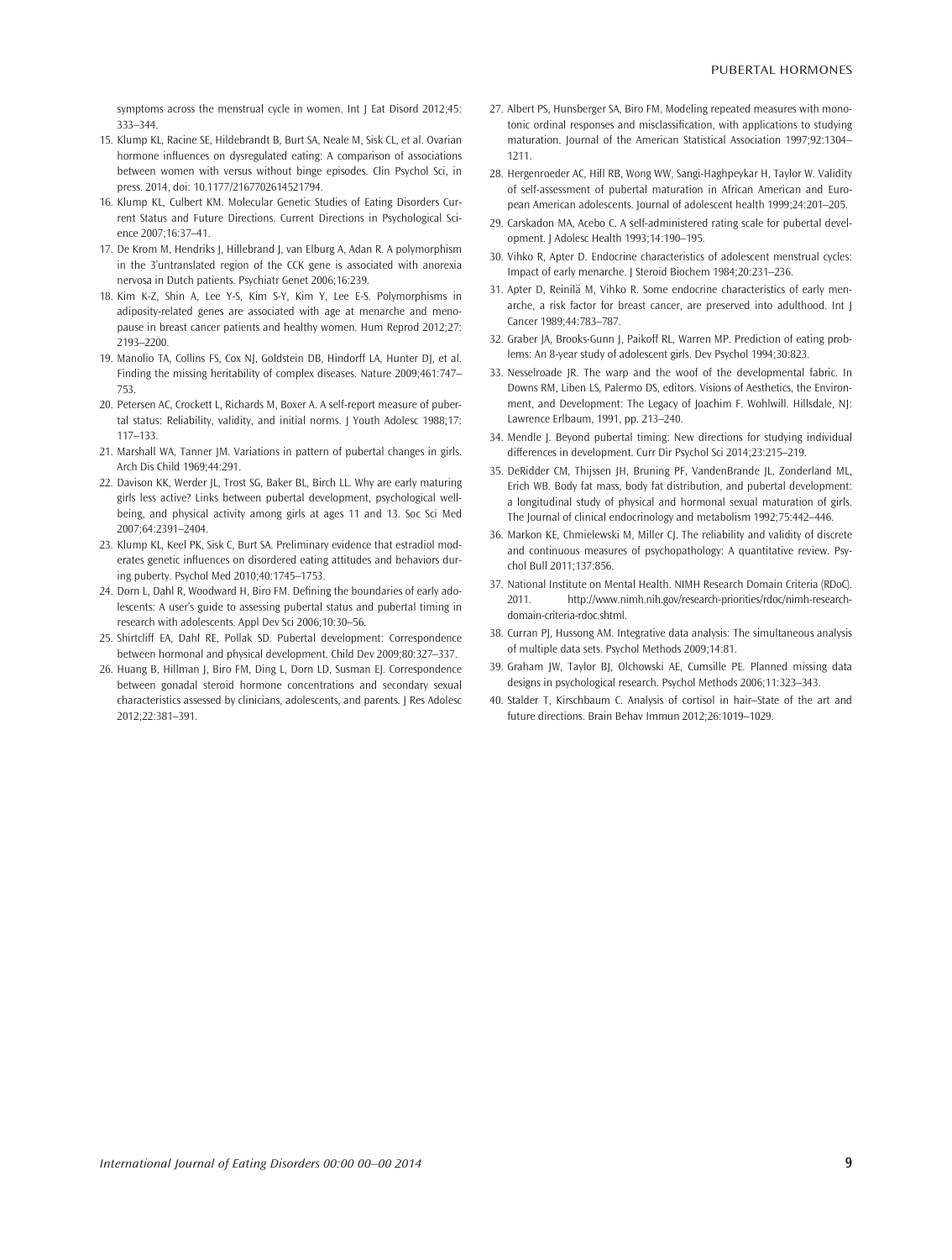symptoms across the menstrual cycle in women. Int J Eat Disord 2012;45: 333–344.

15. Klump KL, Racine SE, Hildebrandt B, Burt SA, Neale M, Sisk CL, et al. Ovarian hormone influences on dysregulated eating: A comparison of associations between women with versus without binge episodes. Clin Psychol Sci, in press. 2014, doi: 10.1177/2167702614521794.
16. Klump KL, Culbert KM. Molecular Genetic Studies of Eating Disorders Current Status and Future Directions. Current Directions in Psychological Science 2007;16:37–41.
17. De Krom M, Hendriks J, Hillebrand J, van Elburg A, Adan R. A polymorphism in the 3'untranslated region of the CCK gene is associated with anorexia nervosa in Dutch patients. Psychiatr Genet 2006;16:239.
18. Kim K-Z, Shin A, Lee Y-S, Kim S-Y, Kim Y, Lee E-S. Polymorphisms in adiposity-related genes are associated with age at menarche and menopause in breast cancer patients and healthy women. Hum Reprod 2012;27: 2193–2200.
19. Manolio TA, Collins FS, Cox NJ, Goldstein DB, Hindorff LA, Hunter DJ, et al. Finding the missing heritability of complex diseases. Nature 2009;461:747–753.
20. Petersen AC, Crockett L, Richards M, Boxer A. A self-report measure of pubertal status: Reliability, validity, and initial norms. J Youth Adolesc 1988;17: 117–133.
21. Marshall WA, Tanner JM. Variations in pattern of pubertal changes in girls. Arch Dis Child 1969;44:291.
22. Davison KK, Werder JL, Trost SG, Baker BL, Birch LL. Why are early maturing girls less active? Links between pubertal development, psychological well-being, and physical activity among girls at ages 11 and 13. Soc Sci Med 2007;64:2391–2404.
23. Klump KL, Keel PK, Sisk C, Burt SA. Preliminary evidence that estradiol moderates genetic influences on disordered eating attitudes and behaviors during puberty. Psychol Med 2010;40:1745–1753.
24. Dorn L, Dahl R, Woodward H, Biro FM. Defining the boundaries of early adolescents: A user's guide to assessing pubertal status and pubertal timing in research with adolescents. Appl Dev Sci 2006;10:30–56.
25. Shirtcliff EA, Dahl RE, Pollak SD. Pubertal development: Correspondence between hormonal and physical development. Child Dev 2009;80:327–337.
26. Huang B, Hillman J, Biro FM, Ding L, Dorn LD, Susman EJ. Correspondence between gonadal steroid hormone concentrations and secondary sexual characteristics assessed by clinicians, adolescents, and parents. J Res Adolesc 2012;22:381–391.
27. Albert PS, Hunsberger SA, Biro FM. Modeling repeated measures with monotonic ordinal responses and misclassification, with applications to studying maturation. Journal of the American Statistical Association 1997;92:1304–1211.
28. Hergenroeder AC, Hill RB, Wong WW, Sangi-Haghpeykar H, Taylor W. Validity of self-assessment of pubertal maturation in African American and European American adolescents. Journal of adolescent health 1999;24:201–205.
29. Carskadon MA, Acebo C. A self-administered rating scale for pubertal development. J Adolesc Health 1993;14:190–195.
30. Vihko R, Apter D. Endocrine characteristics of adolescent menstrual cycles: Impact of early menarche. J Steroid Biochem 1984;20:231–236.
31. Apter D, Reinilä M, Vihko R. Some endocrine characteristics of early menarche, a risk factor for breast cancer, are preserved into adulthood. Int J Cancer 1989;44:783–787.
32. Graber JA, Brooks-Gunn J, Paikoff RL, Warren MP. Prediction of eating problems: An 8-year study of adolescent girls. Dev Psychol 1994;30:823.
33. Nesselroade JR. The warp and the woof of the developmental fabric. In Downs RM, Liben LS, Palermo DS, editors. Visions of Aesthetics, the Environment, and Development: The Legacy of Joachim F. Wohlwill. Hillsdale, NJ: Lawrence Erlbaum, 1991, pp. 213–240.
34. Mendle J. Beyond pubertal timing: New directions for studying individual differences in development. Curr Dir Psychol Sci 2014;23:215–219.
35. DeRidder CM, Thijssen JH, Bruning PF, VandenBrande JL, Zonderland ML, Erich WB. Body fat mass, body fat distribution, and pubertal development: a longitudinal study of physical and hormonal sexual maturation of girls. The Journal of clinical endocrinology and metabolism 1992;75:442–446.
36. Markon KE, Chmielewski M, Miller CJ. The reliability and validity of discrete and continuous measures of psychopathology: A quantitative review. Psychol Bull 2011;137:856.
37. National Institute on Mental Health. NIMH Research Domain Criteria (RDoC). 2011. http://www.nimh.nih.gov/research-priorities/rdoc/nimh-research-domain-criteria-rdoc.shtml.
38. Curran PJ, Hussong AM. Integrative data analysis: The simultaneous analysis of multiple data sets. Psychol Methods 2009;14:81.
39. Graham JW, Taylor BJ, Olchowski AE, Cumsille PE. Planned missing data designs in psychological research. Psychol Methods 2006;11:323–343.
40. Stalder T, Kirschbaum C. Analysis of cortisol in hair–State of the art and future directions. Brain Behav Immun 2012;26:1019–1029.